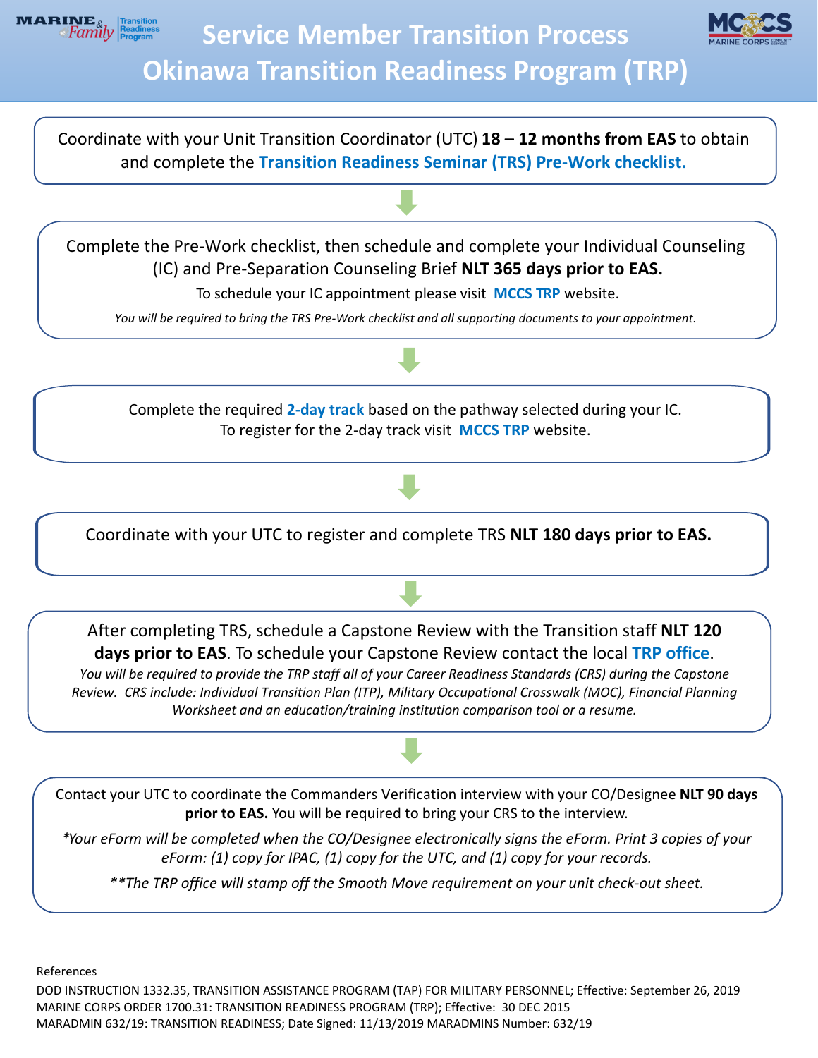# Service Member Transition Process

# Okinawa Transition Readiness Program (TRP)

Coordinate with your Unit Transition Coordinator (UTC) **18 – 12 months from EAS** to obtain and complete the **Transition Readiness Seminar (TRS) Pre-Work checklist.**

Complete the Pre-Work checklist, then schedule and complete your Individual Counseling (IC) and Pre-Separation Counseling Brief **NLT 365 days prior to EAS.**

To schedule your IC appointment please visit **MCCS TRP** website.

*You will be required to bring the TRS Pre-Work checklist and all supporting documents to your appointment.*

Complete the required **2-day track** based on the pathway selected during your IC.
To register for the 2-day track visit **MCCS TRP** website.

Coordinate with your UTC to register and complete TRS **NLT 180 days prior to EAS.**

After completing TRS, schedule a Capstone Review with the Transition staff **NLT 120 days prior to EAS**. To schedule your Capstone Review contact the local **TRP office**.

*You will be required to provide the TRP staff all of your Career Readiness Standards (CRS) during the Capstone Review. CRS include: Individual Transition Plan (ITP), Military Occupational Crosswalk (MOC), Financial Planning Worksheet and an education/training institution comparison tool or a resume.*

Contact your UTC to coordinate the Commanders Verification interview with your CO/Designee **NLT 90 days prior to EAS.** You will be required to bring your CRS to the interview.

*\*Your eForm will be completed when the CO/Designee electronically signs the eForm. Print 3 copies of your eForm: (1) copy for IPAC, (1) copy for the UTC, and (1) copy for your records.*

*\*\*The TRP office will stamp off the Smooth Move requirement on your unit check-out sheet.*

References

DOD INSTRUCTION 1332.35, TRANSITION ASSISTANCE PROGRAM (TAP) FOR MILITARY PERSONNEL; Effective: September 26, 2019
MARINE CORPS ORDER 1700.31: TRANSITION READINESS PROGRAM (TRP); Effective: 30 DEC 2015
MARADMIN 632/19: TRANSITION READINESS; Date Signed: 11/13/2019 MARADMINS Number: 632/19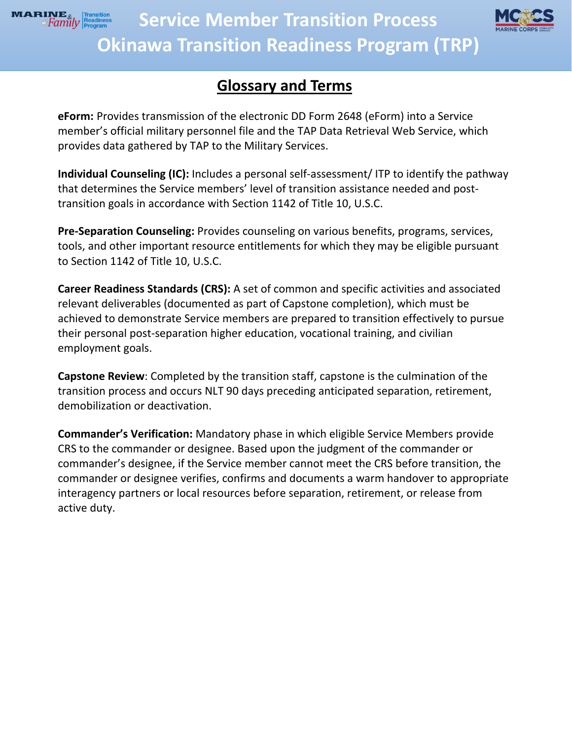## Glossary and Terms

**eForm:** Provides transmission of the electronic DD Form 2648 (eForm) into a Service member's official military personnel file and the TAP Data Retrieval Web Service, which provides data gathered by TAP to the Military Services.

**Individual Counseling (IC):** Includes a personal self-assessment/ ITP to identify the pathway that determines the Service members' level of transition assistance needed and post-transition goals in accordance with Section 1142 of Title 10, U.S.C.

**Pre-Separation Counseling:** Provides counseling on various benefits, programs, services, tools, and other important resource entitlements for which they may be eligible pursuant to Section 1142 of Title 10, U.S.C.

**Career Readiness Standards (CRS):** A set of common and specific activities and associated relevant deliverables (documented as part of Capstone completion), which must be achieved to demonstrate Service members are prepared to transition effectively to pursue their personal post-separation higher education, vocational training, and civilian employment goals.

**Capstone Review**: Completed by the transition staff, capstone is the culmination of the transition process and occurs NLT 90 days preceding anticipated separation, retirement, demobilization or deactivation.

**Commander's Verification:** Mandatory phase in which eligible Service Members provide CRS to the commander or designee. Based upon the judgment of the commander or commander's designee, if the Service member cannot meet the CRS before transition, the commander or designee verifies, confirms and documents a warm handover to appropriate interagency partners or local resources before separation, retirement, or release from active duty.